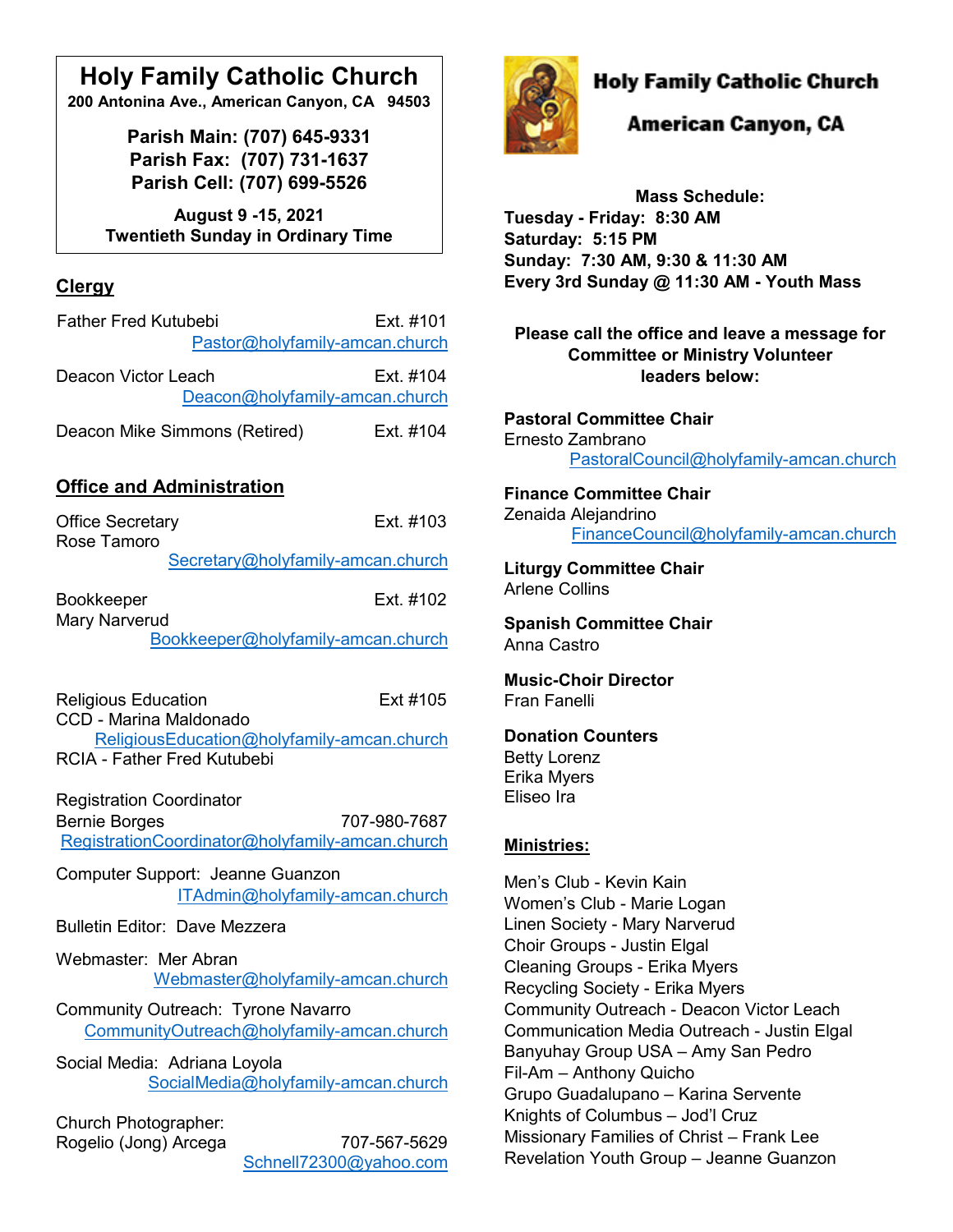# Holy Family Catholic Church

**200 Antonina Ave., American Canyon, CA 94503**

**Parish Main: (707) 645-9331**
**Parish Fax: (707) 731-1637**
**Parish Cell: (707) 699-5526**

**August 9 -15, 2021**
**Twentieth Sunday in Ordinary Time**

## Clergy

Father Fred Kutubebi — Ext. #101
Pastor@holyfamily-amcan.church

Deacon Victor Leach — Ext. #104
Deacon@holyfamily-amcan.church

Deacon Mike Simmons (Retired) — Ext. #104

## Office and Administration

Office Secretary — Ext. #103
Rose Tamoro
Secretary@holyfamily-amcan.church

Bookkeeper — Ext. #102
Mary Narverud
Bookkeeper@holyfamily-amcan.church

Religious Education — Ext #105
CCD - Marina Maldonado
ReligiousEducation@holyfamily-amcan.church
RCIA - Father Fred Kutubebi

Registration Coordinator
Bernie Borges — 707-980-7687
RegistrationCoordinator@holyfamily-amcan.church

Computer Support: Jeanne Guanzon
ITAdmin@holyfamily-amcan.church

Bulletin Editor: Dave Mezzera

Webmaster: Mer Abran
Webmaster@holyfamily-amcan.church

Community Outreach: Tyrone Navarro
CommunityOutreach@holyfamily-amcan.church

Social Media: Adriana Loyola
SocialMedia@holyfamily-amcan.church

Church Photographer:
Rogelio (Jong) Arcega — 707-567-5629
Schnell72300@yahoo.com

# Holy Family Catholic Church
## American Canyon, CA

**Mass Schedule:**
**Tuesday - Friday: 8:30 AM**
**Saturday: 5:15 PM**
**Sunday: 7:30 AM, 9:30 & 11:30 AM**
**Every 3rd Sunday @ 11:30 AM - Youth Mass**

**Please call the office and leave a message for Committee or Ministry Volunteer leaders below:**

**Pastoral Committee Chair**
Ernesto Zambrano
PastoralCouncil@holyfamily-amcan.church

**Finance Committee Chair**
Zenaida Alejandrino
FinanceCouncil@holyfamily-amcan.church

**Liturgy Committee Chair**
Arlene Collins

**Spanish Committee Chair**
Anna Castro

**Music-Choir Director**
Fran Fanelli

**Donation Counters**
Betty Lorenz
Erika Myers
Eliseo Ira

## Ministries:

Men's Club - Kevin Kain
Women's Club - Marie Logan
Linen Society - Mary Narverud
Choir Groups - Justin Elgal
Cleaning Groups - Erika Myers
Recycling Society - Erika Myers
Community Outreach - Deacon Victor Leach
Communication Media Outreach - Justin Elgal
Banyuhay Group USA – Amy San Pedro
Fil-Am – Anthony Quicho
Grupo Guadalupano – Karina Servente
Knights of Columbus – Jod'l Cruz
Missionary Families of Christ – Frank Lee
Revelation Youth Group – Jeanne Guanzon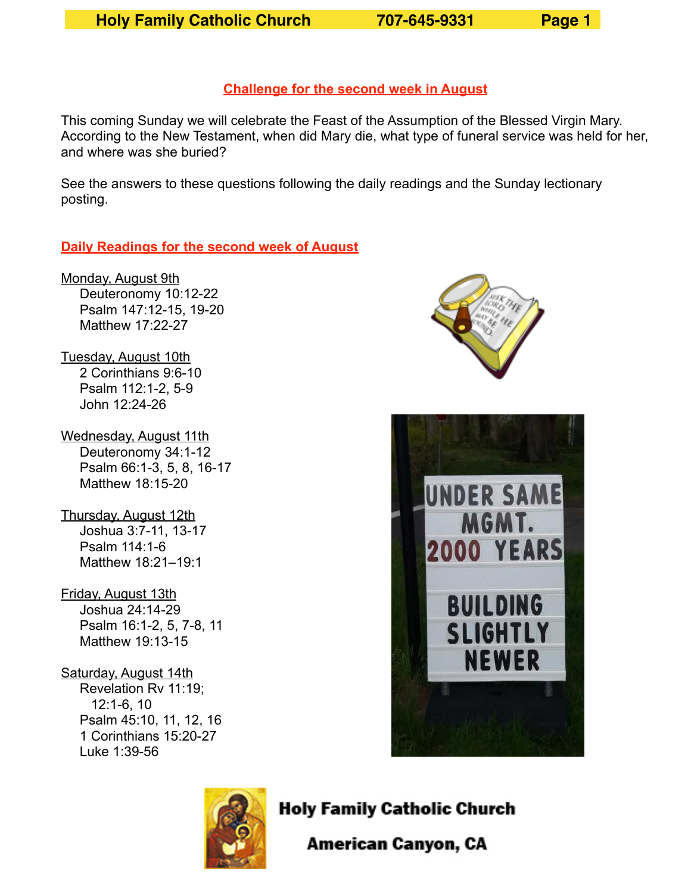## Challenge for the second week in August

This coming Sunday we will celebrate the Feast of the Assumption of the Blessed Virgin Mary. According to the New Testament, when did Mary die, what type of funeral service was held for her, and where was she buried?

See the answers to these questions following the daily readings and the Sunday lectionary posting.

## Daily Readings for the second week of August

Monday, August 9th
- Deuteronomy 10:12-22
- Psalm 147:12-15, 19-20
- Matthew 17:22-27

Tuesday, August 10th
- 2 Corinthians 9:6-10
- Psalm 112:1-2, 5-9
- John 12:24-26

Wednesday, August 11th
- Deuteronomy 34:1-12
- Psalm 66:1-3, 5, 8, 16-17
- Matthew 18:15-20

Thursday, August 12th
- Joshua 3:7-11, 13-17
- Psalm 114:1-6
- Matthew 18:21–19:1

Friday, August 13th
- Joshua 24:14-29
- Psalm 16:1-2, 5, 7-8, 11
- Matthew 19:13-15

Saturday, August 14th
- Revelation Rv 11:19; 12:1-6, 10
- Psalm 45:10, 11, 12, 16
- 1 Corinthians 15:20-27
- Luke 1:39-56

UNDER SAME MGMT. 2000 YEARS

BUILDING SLIGHTLY NEWER

**Holy Family Catholic Church**

**American Canyon, CA**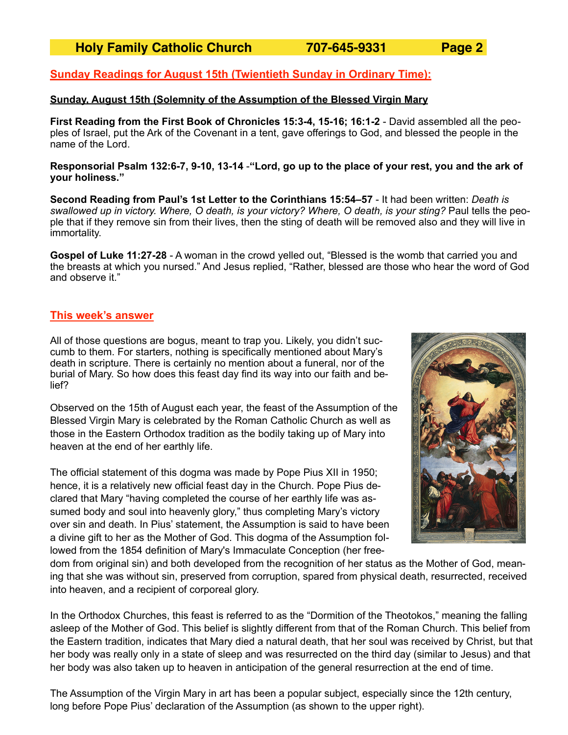## Sunday Readings for August 15th (Twentieth Sunday in Ordinary Time):

**Sunday, August 15th (Solemnity of the Assumption of the Blessed Virgin Mary**

**First Reading from the First Book of Chronicles 15:3-4, 15-16; 16:1-2** - David assembled all the peoples of Israel, put the Ark of the Covenant in a tent, gave offerings to God, and blessed the people in the name of the Lord.

**Responsorial Psalm 132:6-7, 9-10, 13-14** -**"Lord, go up to the place of your rest, you and the ark of your holiness."**

**Second Reading from Paul's 1st Letter to the Corinthians 15:54–57** - It had been written: *Death is swallowed up in victory. Where, O death, is your victory? Where, O death, is your sting?* Paul tells the people that if they remove sin from their lives, then the sting of death will be removed also and they will live in immortality.

**Gospel of Luke 11:27-28** - A woman in the crowd yelled out, "Blessed is the womb that carried you and the breasts at which you nursed." And Jesus replied, "Rather, blessed are those who hear the word of God and observe it."

## This week's answer

All of those questions are bogus, meant to trap you. Likely, you didn't succumb to them. For starters, nothing is specifically mentioned about Mary's death in scripture. There is certainly no mention about a funeral, nor of the burial of Mary. So how does this feast day find its way into our faith and belief?

Observed on the 15th of August each year, the feast of the Assumption of the Blessed Virgin Mary is celebrated by the Roman Catholic Church as well as those in the Eastern Orthodox tradition as the bodily taking up of Mary into heaven at the end of her earthly life.

The official statement of this dogma was made by Pope Pius XII in 1950; hence, it is a relatively new official feast day in the Church. Pope Pius declared that Mary "having completed the course of her earthly life was assumed body and soul into heavenly glory," thus completing Mary's victory over sin and death. In Pius' statement, the Assumption is said to have been a divine gift to her as the Mother of God. This dogma of the Assumption followed from the 1854 definition of Mary's Immaculate Conception (her freedom from original sin) and both developed from the recognition of her status as the Mother of God, meaning that she was without sin, preserved from corruption, spared from physical death, resurrected, received into heaven, and a recipient of corporeal glory.

In the Orthodox Churches, this feast is referred to as the "Dormition of the Theotokos," meaning the falling asleep of the Mother of God. This belief is slightly different from that of the Roman Church. This belief from the Eastern tradition, indicates that Mary died a natural death, that her soul was received by Christ, but that her body was really only in a state of sleep and was resurrected on the third day (similar to Jesus) and that her body was also taken up to heaven in anticipation of the general resurrection at the end of time.

The Assumption of the Virgin Mary in art has been a popular subject, especially since the 12th century, long before Pope Pius' declaration of the Assumption (as shown to the upper right).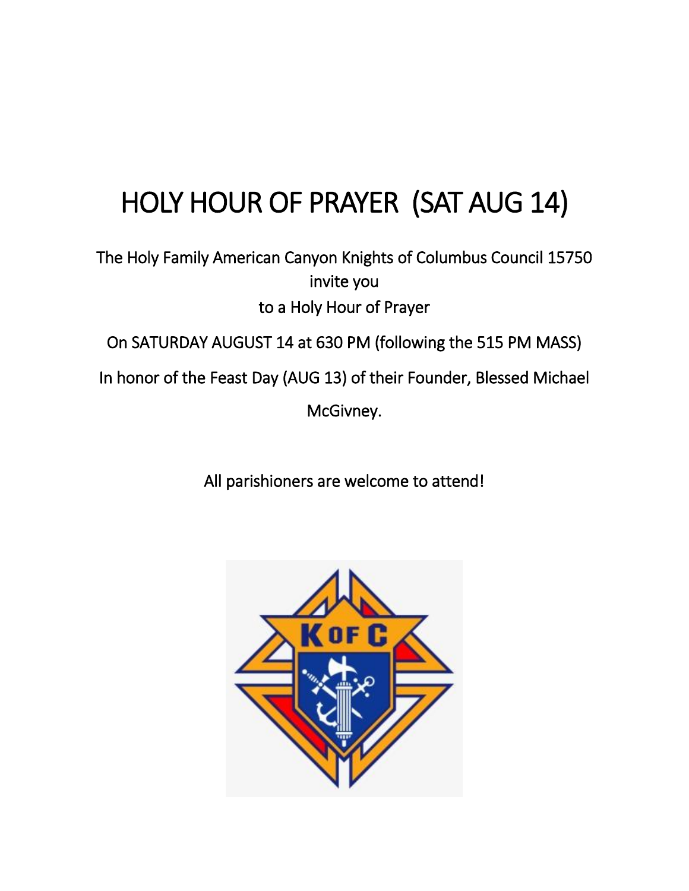# HOLY HOUR OF PRAYER (SAT AUG 14)

The Holy Family American Canyon Knights of Columbus Council 15750 invite you to a Holy Hour of Prayer

On SATURDAY AUGUST 14 at 630 PM (following the 515 PM MASS)

In honor of the Feast Day (AUG 13) of their Founder, Blessed Michael McGivney.

All parishioners are welcome to attend!